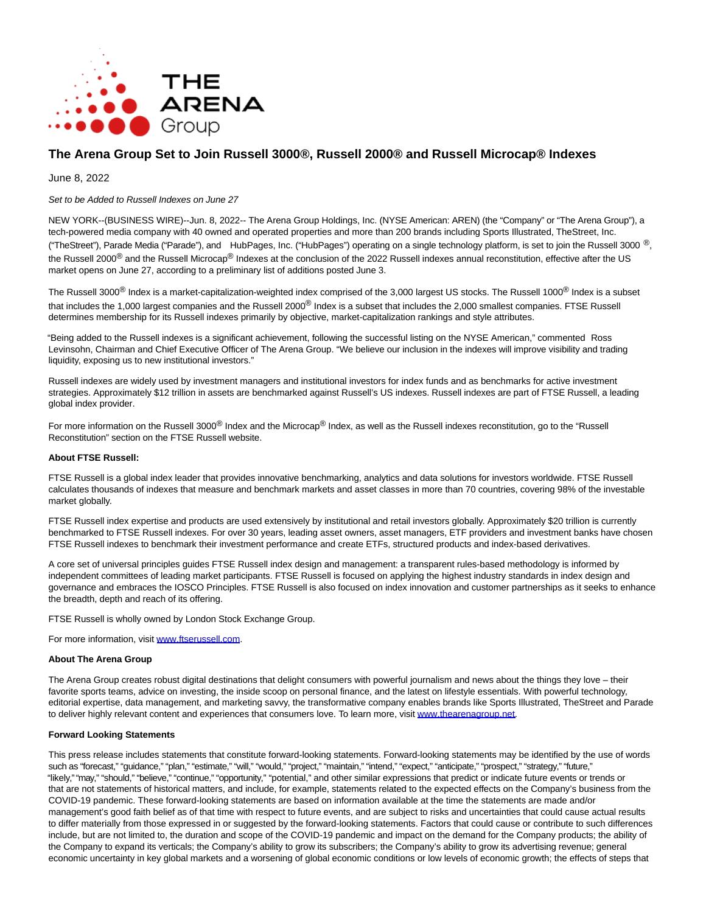# The Arena Group Set to Join Russell 3000®, Russell 2000® and Russell Microcap® Indexes

June 8, 2022

*Set to be Added to Russell Indexes on June 27*

NEW YORK--(BUSINESS WIRE)--Jun. 8, 2022-- The Arena Group Holdings, Inc. (NYSE American: AREN) (the "Company" or "The Arena Group"), a tech-powered media company with 40 owned and operated properties and more than 200 brands including Sports Illustrated, TheStreet, Inc. ("TheStreet"), Parade Media ("Parade"), and HubPages, Inc. ("HubPages") operating on a single technology platform, is set to join the Russell 3000 ®, the Russell 2000® and the Russell Microcap® Indexes at the conclusion of the 2022 Russell indexes annual reconstitution, effective after the US market opens on June 27, according to a preliminary list of additions posted June 3.

The Russell 3000® Index is a market-capitalization-weighted index comprised of the 3,000 largest US stocks. The Russell 1000® Index is a subset that includes the 1,000 largest companies and the Russell 2000® Index is a subset that includes the 2,000 smallest companies. FTSE Russell determines membership for its Russell indexes primarily by objective, market-capitalization rankings and style attributes.

"Being added to the Russell indexes is a significant achievement, following the successful listing on the NYSE American," commented Ross Levinsohn, Chairman and Chief Executive Officer of The Arena Group. "We believe our inclusion in the indexes will improve visibility and trading liquidity, exposing us to new institutional investors."

Russell indexes are widely used by investment managers and institutional investors for index funds and as benchmarks for active investment strategies. Approximately $12 trillion in assets are benchmarked against Russell's US indexes. Russell indexes are part of FTSE Russell, a leading global index provider.

For more information on the Russell 3000® Index and the Microcap® Index, as well as the Russell indexes reconstitution, go to the "Russell Reconstitution" section on the FTSE Russell website.

**About FTSE Russell:**

FTSE Russell is a global index leader that provides innovative benchmarking, analytics and data solutions for investors worldwide. FTSE Russell calculates thousands of indexes that measure and benchmark markets and asset classes in more than 70 countries, covering 98% of the investable market globally.

FTSE Russell index expertise and products are used extensively by institutional and retail investors globally. Approximately $20 trillion is currently benchmarked to FTSE Russell indexes. For over 30 years, leading asset owners, asset managers, ETF providers and investment banks have chosen FTSE Russell indexes to benchmark their investment performance and create ETFs, structured products and index-based derivatives.

A core set of universal principles guides FTSE Russell index design and management: a transparent rules-based methodology is informed by independent committees of leading market participants. FTSE Russell is focused on applying the highest industry standards in index design and governance and embraces the IOSCO Principles. FTSE Russell is also focused on index innovation and customer partnerships as it seeks to enhance the breadth, depth and reach of its offering.

FTSE Russell is wholly owned by London Stock Exchange Group.

For more information, visit [www.ftserussell.com](http://www.ftserussell.com).

**About The Arena Group**

The Arena Group creates robust digital destinations that delight consumers with powerful journalism and news about the things they love – their favorite sports teams, advice on investing, the inside scoop on personal finance, and the latest on lifestyle essentials. With powerful technology, editorial expertise, data management, and marketing savvy, the transformative company enables brands like Sports Illustrated, TheStreet and Parade to deliver highly relevant content and experiences that consumers love. To learn more, visit [www.thearenagroup.net](http://www.thearenagroup.net).

**Forward Looking Statements**

This press release includes statements that constitute forward-looking statements. Forward-looking statements may be identified by the use of words such as "forecast," "guidance," "plan," "estimate," "will," "would," "project," "maintain," "intend," "expect," "anticipate," "prospect," "strategy," "future," "likely," "may," "should," "believe," "continue," "opportunity," "potential," and other similar expressions that predict or indicate future events or trends or that are not statements of historical matters, and include, for example, statements related to the expected effects on the Company's business from the COVID-19 pandemic. These forward-looking statements are based on information available at the time the statements are made and/or management's good faith belief as of that time with respect to future events, and are subject to risks and uncertainties that could cause actual results to differ materially from those expressed in or suggested by the forward-looking statements. Factors that could cause or contribute to such differences include, but are not limited to, the duration and scope of the COVID-19 pandemic and impact on the demand for the Company products; the ability of the Company to expand its verticals; the Company's ability to grow its subscribers; the Company's ability to grow its advertising revenue; general economic uncertainty in key global markets and a worsening of global economic conditions or low levels of economic growth; the effects of steps that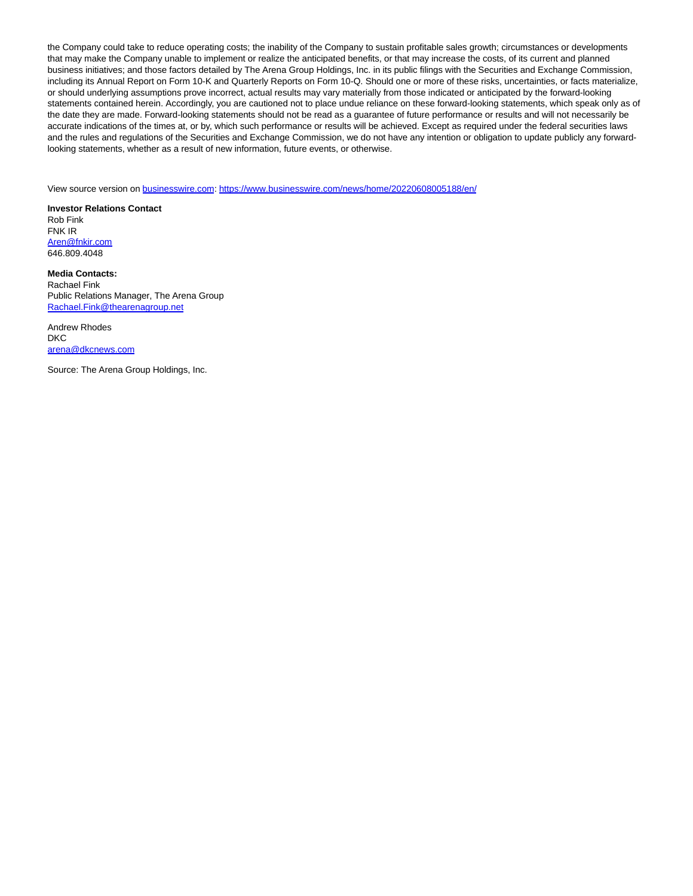the Company could take to reduce operating costs; the inability of the Company to sustain profitable sales growth; circumstances or developments that may make the Company unable to implement or realize the anticipated benefits, or that may increase the costs, of its current and planned business initiatives; and those factors detailed by The Arena Group Holdings, Inc. in its public filings with the Securities and Exchange Commission, including its Annual Report on Form 10-K and Quarterly Reports on Form 10-Q. Should one or more of these risks, uncertainties, or facts materialize, or should underlying assumptions prove incorrect, actual results may vary materially from those indicated or anticipated by the forward-looking statements contained herein. Accordingly, you are cautioned not to place undue reliance on these forward-looking statements, which speak only as of the date they are made. Forward-looking statements should not be read as a guarantee of future performance or results and will not necessarily be accurate indications of the times at, or by, which such performance or results will be achieved. Except as required under the federal securities laws and the rules and regulations of the Securities and Exchange Commission, we do not have any intention or obligation to update publicly any forward-looking statements, whether as a result of new information, future events, or otherwise.

View source version on businesswire.com: https://www.businesswire.com/news/home/20220608005188/en/

**Investor Relations Contact**
Rob Fink
FNK IR
Aren@fnkir.com
646.809.4048

**Media Contacts:**
Rachael Fink
Public Relations Manager, The Arena Group
Rachael.Fink@thearenagroup.net

Andrew Rhodes
DKC
arena@dkcnews.com

Source: The Arena Group Holdings, Inc.